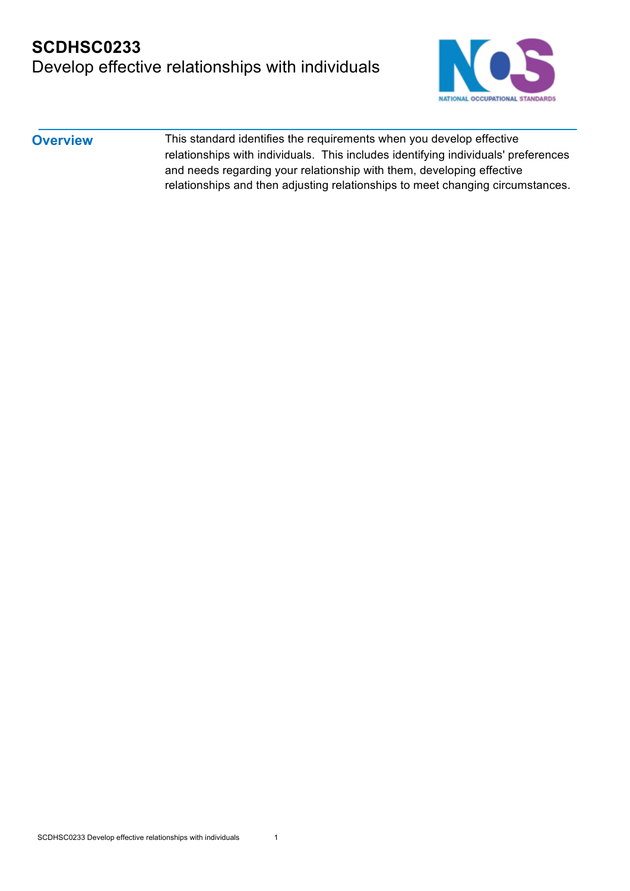# SCDHSC0233
## Develop effective relationships with individuals

### Overview

This standard identifies the requirements when you develop effective relationships with individuals. This includes identifying individuals' preferences and needs regarding your relationship with them, developing effective relationships and then adjusting relationships to meet changing circumstances.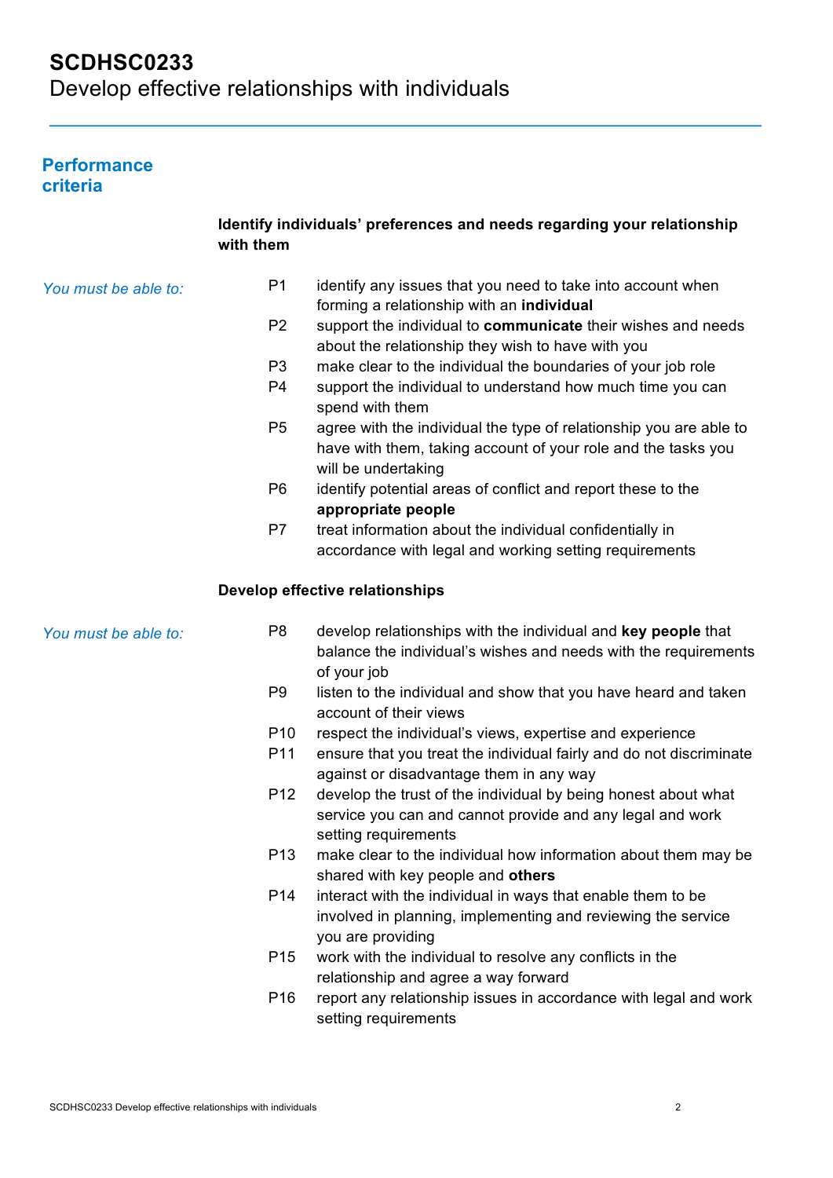# SCDHSC0233
Develop effective relationships with individuals

## Performance criteria

### Identify individuals' preferences and needs regarding your relationship with them

*You must be able to:*

- P1 identify any issues that you need to take into account when forming a relationship with an **individual**
- P2 support the individual to **communicate** their wishes and needs about the relationship they wish to have with you
- P3 make clear to the individual the boundaries of your job role
- P4 support the individual to understand how much time you can spend with them
- P5 agree with the individual the type of relationship you are able to have with them, taking account of your role and the tasks you will be undertaking
- P6 identify potential areas of conflict and report these to the **appropriate people**
- P7 treat information about the individual confidentially in accordance with legal and working setting requirements

### Develop effective relationships

*You must be able to:*

- P8 develop relationships with the individual and **key people** that balance the individual's wishes and needs with the requirements of your job
- P9 listen to the individual and show that you have heard and taken account of their views
- P10 respect the individual's views, expertise and experience
- P11 ensure that you treat the individual fairly and do not discriminate against or disadvantage them in any way
- P12 develop the trust of the individual by being honest about what service you can and cannot provide and any legal and work setting requirements
- P13 make clear to the individual how information about them may be shared with key people and **others**
- P14 interact with the individual in ways that enable them to be involved in planning, implementing and reviewing the service you are providing
- P15 work with the individual to resolve any conflicts in the relationship and agree a way forward
- P16 report any relationship issues in accordance with legal and work setting requirements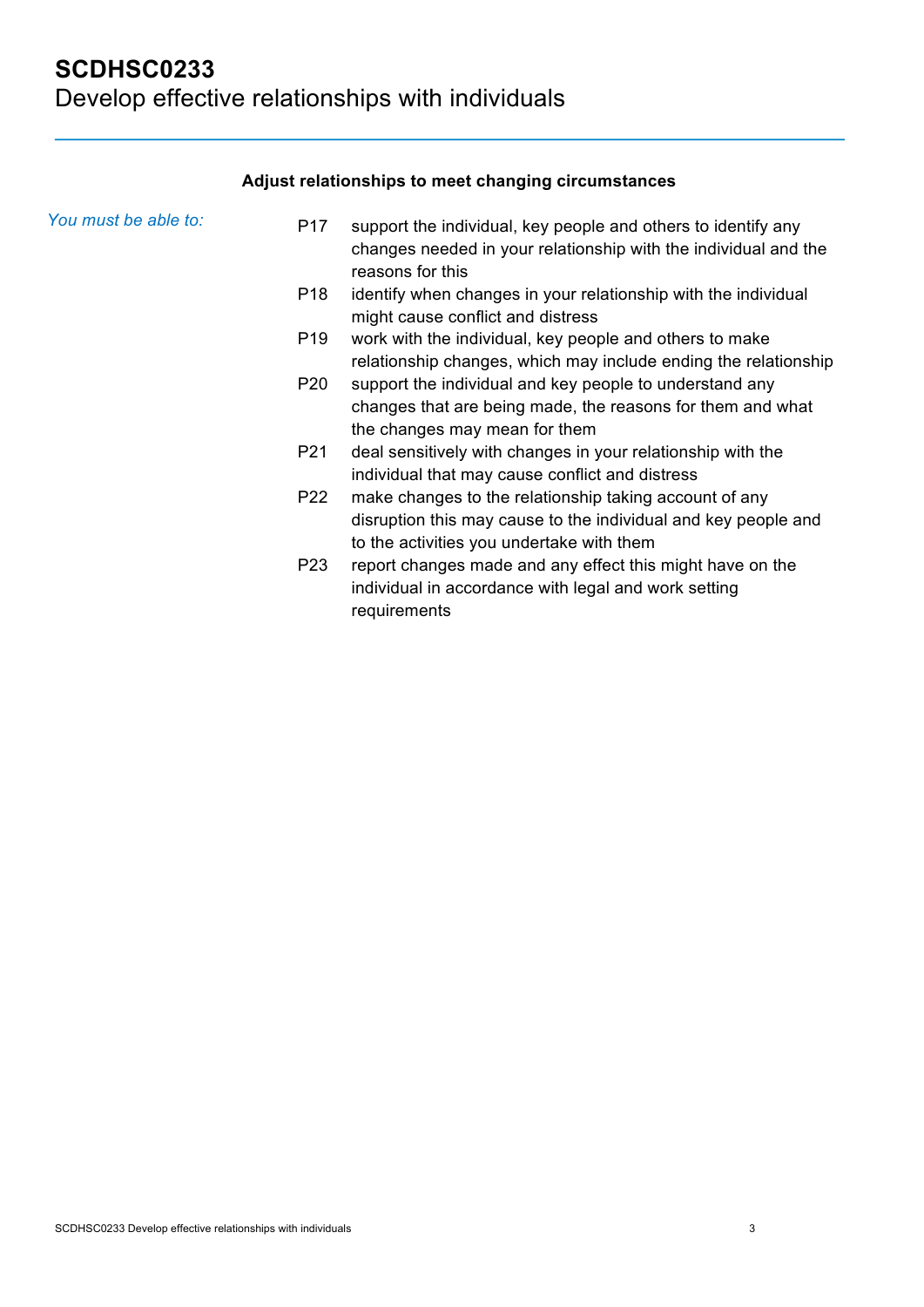# SCDHSC0233
Develop effective relationships with individuals

### Adjust relationships to meet changing circumstances

*You must be able to:*

- P17 support the individual, key people and others to identify any changes needed in your relationship with the individual and the reasons for this
- P18 identify when changes in your relationship with the individual might cause conflict and distress
- P19 work with the individual, key people and others to make relationship changes, which may include ending the relationship
- P20 support the individual and key people to understand any changes that are being made, the reasons for them and what the changes may mean for them
- P21 deal sensitively with changes in your relationship with the individual that may cause conflict and distress
- P22 make changes to the relationship taking account of any disruption this may cause to the individual and key people and to the activities you undertake with them
- P23 report changes made and any effect this might have on the individual in accordance with legal and work setting requirements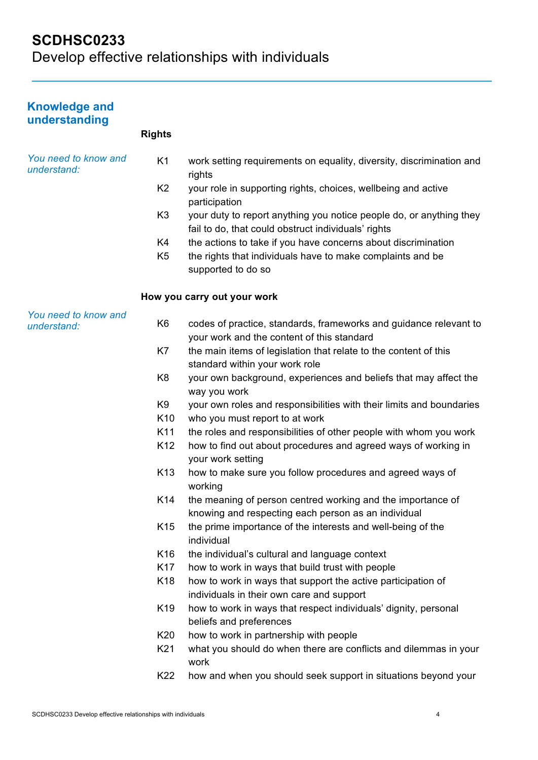# SCDHSC0233
Develop effective relationships with individuals

## Knowledge and understanding

### Rights

*You need to know and understand:*

| | |
|---|---|
| K1 | work setting requirements on equality, diversity, discrimination and rights |
| K2 | your role in supporting rights, choices, wellbeing and active participation |
| K3 | your duty to report anything you notice people do, or anything they fail to do, that could obstruct individuals' rights |
| K4 | the actions to take if you have concerns about discrimination |
| K5 | the rights that individuals have to make complaints and be supported to do so |

### How you carry out your work

*You need to know and understand:*

| | |
|---|---|
| K6 | codes of practice, standards, frameworks and guidance relevant to your work and the content of this standard |
| K7 | the main items of legislation that relate to the content of this standard within your work role |
| K8 | your own background, experiences and beliefs that may affect the way you work |
| K9 | your own roles and responsibilities with their limits and boundaries |
| K10 | who you must report to at work |
| K11 | the roles and responsibilities of other people with whom you work |
| K12 | how to find out about procedures and agreed ways of working in your work setting |
| K13 | how to make sure you follow procedures and agreed ways of working |
| K14 | the meaning of person centred working and the importance of knowing and respecting each person as an individual |
| K15 | the prime importance of the interests and well-being of the individual |
| K16 | the individual's cultural and language context |
| K17 | how to work in ways that build trust with people |
| K18 | how to work in ways that support the active participation of individuals in their own care and support |
| K19 | how to work in ways that respect individuals' dignity, personal beliefs and preferences |
| K20 | how to work in partnership with people |
| K21 | what you should do when there are conflicts and dilemmas in your work |
| K22 | how and when you should seek support in situations beyond your |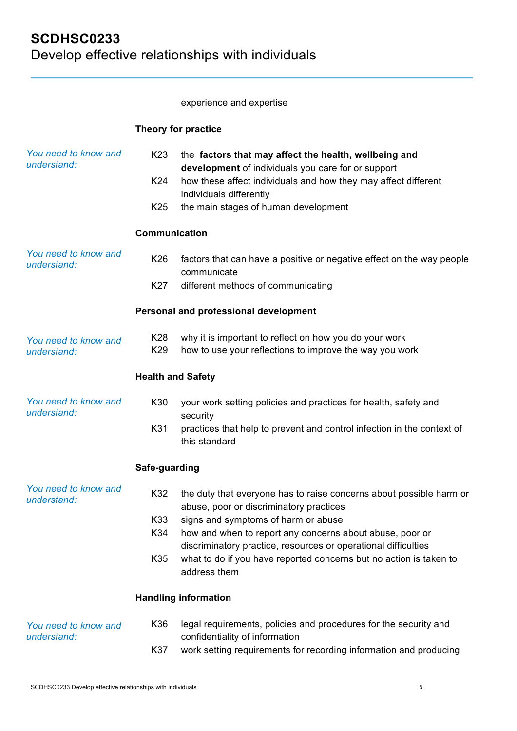experience and expertise

**Theory for practice**

*You need to know and understand:*

K23 the **factors that may affect the health, wellbeing and development** of individuals you care for or support

K24 how these affect individuals and how they may affect different individuals differently

K25 the main stages of human development

**Communication**

*You need to know and understand:*

K26 factors that can have a positive or negative effect on the way people communicate

K27 different methods of communicating

**Personal and professional development**

*You need to know and understand:*

K28 why it is important to reflect on how you do your work

K29 how to use your reflections to improve the way you work

**Health and Safety**

*You need to know and understand:*

K30 your work setting policies and practices for health, safety and security

K31 practices that help to prevent and control infection in the context of this standard

**Safe-guarding**

*You need to know and understand:*

K32 the duty that everyone has to raise concerns about possible harm or abuse, poor or discriminatory practices

K33 signs and symptoms of harm or abuse

K34 how and when to report any concerns about abuse, poor or discriminatory practice, resources or operational difficulties

K35 what to do if you have reported concerns but no action is taken to address them

**Handling information**

*You need to know and understand:*

K36 legal requirements, policies and procedures for the security and confidentiality of information

K37 work setting requirements for recording information and producing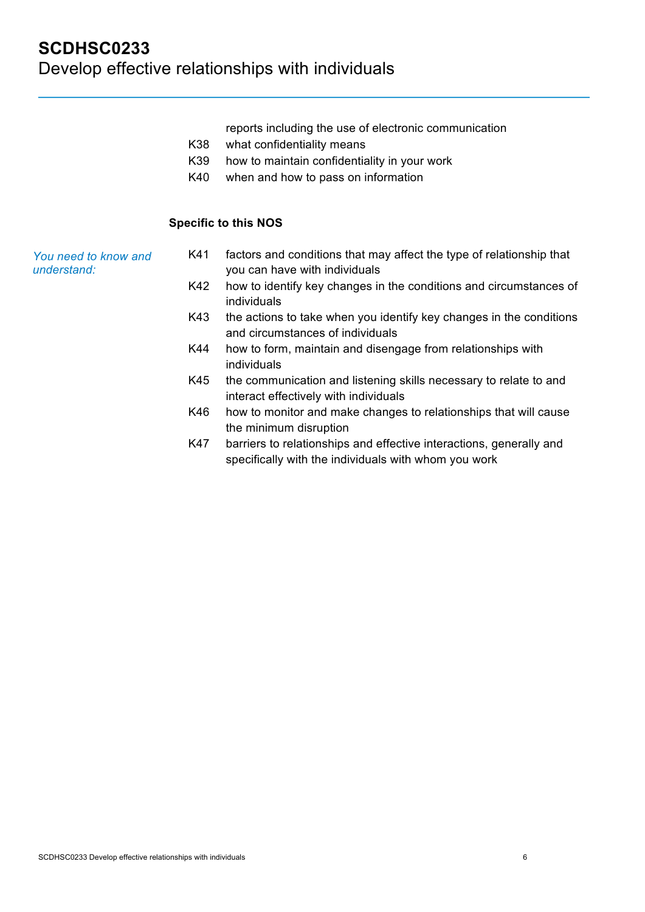reports including the use of electronic communication

K38 what confidentiality means

K39 how to maintain confidentiality in your work

K40 when and how to pass on information

**Specific to this NOS**

*You need to know and understand:*

K41 factors and conditions that may affect the type of relationship that you can have with individuals

K42 how to identify key changes in the conditions and circumstances of individuals

K43 the actions to take when you identify key changes in the conditions and circumstances of individuals

K44 how to form, maintain and disengage from relationships with individuals

K45 the communication and listening skills necessary to relate to and interact effectively with individuals

K46 how to monitor and make changes to relationships that will cause the minimum disruption

K47 barriers to relationships and effective interactions, generally and specifically with the individuals with whom you work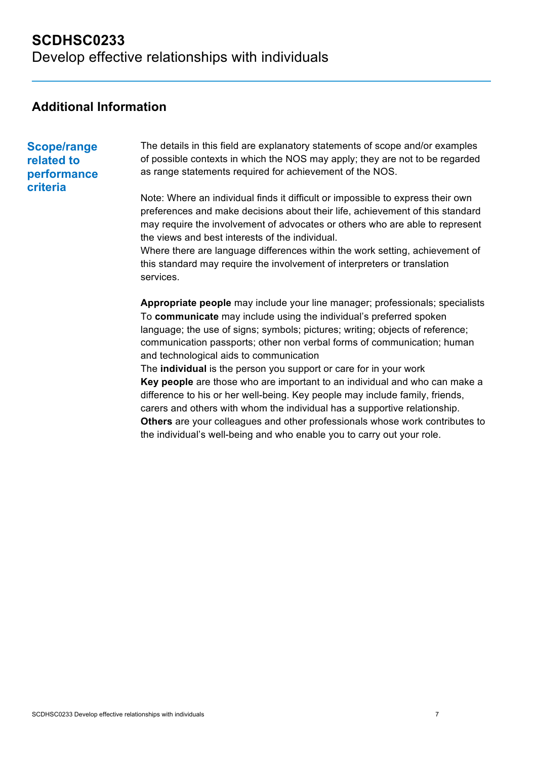# SCDHSC0233
Develop effective relationships with individuals

## Additional Information

### Scope/range related to performance criteria

The details in this field are explanatory statements of scope and/or examples of possible contexts in which the NOS may apply; they are not to be regarded as range statements required for achievement of the NOS.

Note: Where an individual finds it difficult or impossible to express their own preferences and make decisions about their life, achievement of this standard may require the involvement of advocates or others who are able to represent the views and best interests of the individual.
Where there are language differences within the work setting, achievement of this standard may require the involvement of interpreters or translation services.

**Appropriate people** may include your line manager; professionals; specialists
To **communicate** may include using the individual's preferred spoken language; the use of signs; symbols; pictures; writing; objects of reference; communication passports; other non verbal forms of communication; human and technological aids to communication
The **individual** is the person you support or care for in your work
**Key people** are those who are important to an individual and who can make a difference to his or her well-being. Key people may include family, friends, carers and others with whom the individual has a supportive relationship.
**Others** are your colleagues and other professionals whose work contributes to the individual's well-being and who enable you to carry out your role.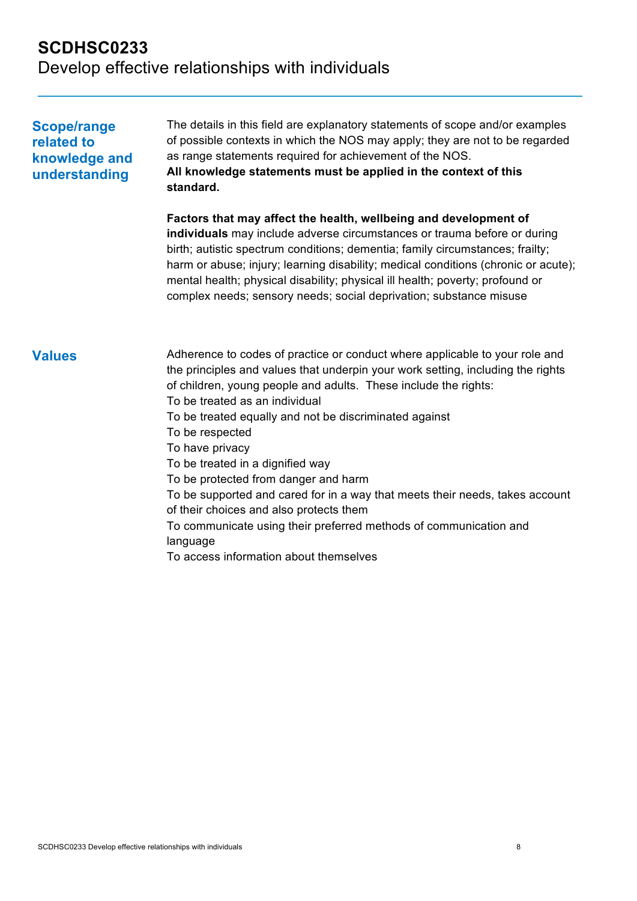# SCDHSC0233
Develop effective relationships with individuals

## Scope/range related to knowledge and understanding

The details in this field are explanatory statements of scope and/or examples of possible contexts in which the NOS may apply; they are not to be regarded as range statements required for achievement of the NOS.
**All knowledge statements must be applied in the context of this standard.**

**Factors that may affect the health, wellbeing and development of individuals** may include adverse circumstances or trauma before or during birth; autistic spectrum conditions; dementia; family circumstances; frailty; harm or abuse; injury; learning disability; medical conditions (chronic or acute); mental health; physical disability; physical ill health; poverty; profound or complex needs; sensory needs; social deprivation; substance misuse

## Values

Adherence to codes of practice or conduct where applicable to your role and the principles and values that underpin your work setting, including the rights of children, young people and adults. These include the rights:
To be treated as an individual
To be treated equally and not be discriminated against
To be respected
To have privacy
To be treated in a dignified way
To be protected from danger and harm
To be supported and cared for in a way that meets their needs, takes account of their choices and also protects them
To communicate using their preferred methods of communication and language
To access information about themselves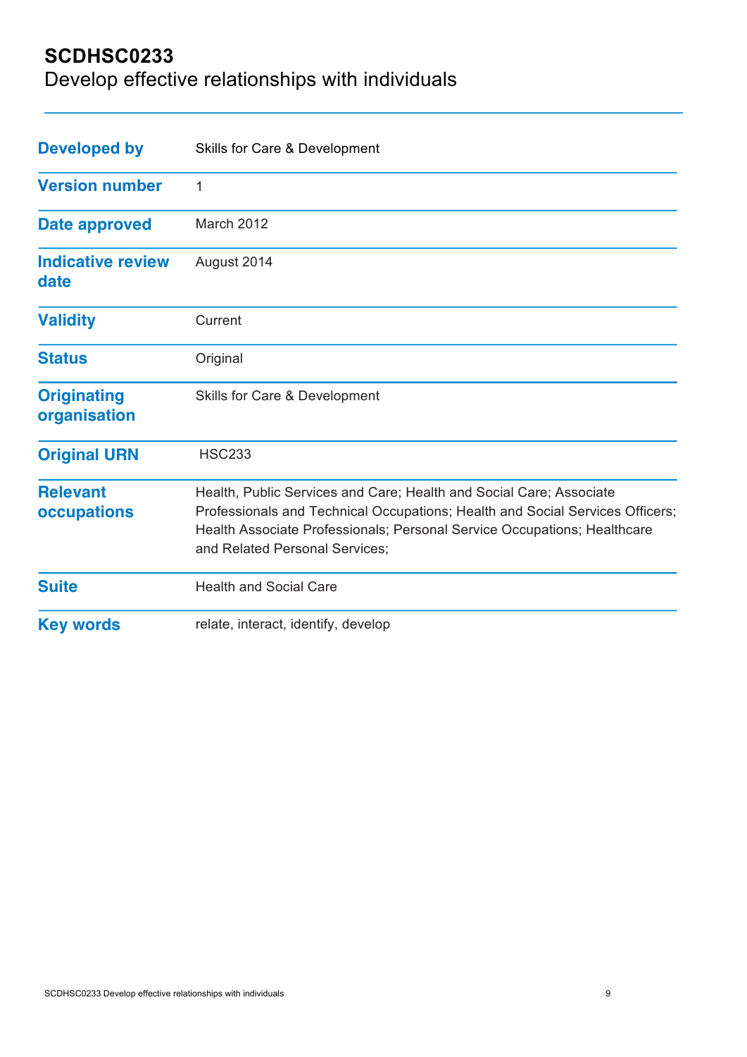# SCDHSC0233
Develop effective relationships with individuals

| | |
|---|---|
| **Developed by** | Skills for Care & Development |
| **Version number** | 1 |
| **Date approved** | March 2012 |
| **Indicative review date** | August 2014 |
| **Validity** | Current |
| **Status** | Original |
| **Originating organisation** | Skills for Care & Development |
| **Original URN** | HSC233 |
| **Relevant occupations** | Health, Public Services and Care; Health and Social Care; Associate Professionals and Technical Occupations; Health and Social Services Officers; Health Associate Professionals; Personal Service Occupations; Healthcare and Related Personal Services; |
| **Suite** | Health and Social Care |
| **Key words** | relate, interact, identify, develop |